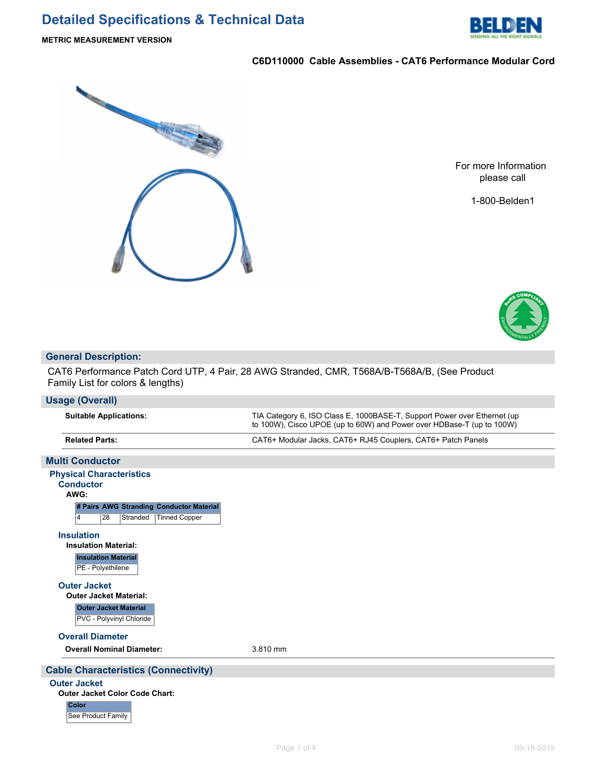# Detailed Specifications & Technical Data

**METRIC MEASUREMENT VERSION**

**C6D110000 Cable Assemblies - CAT6 Performance Modular Cord**

For more Information please call

1-800-Belden1

## General Description:

CAT6 Performance Patch Cord UTP, 4 Pair, 28 AWG Stranded, CMR, T568A/B-T568A/B, (See Product Family List for colors & lengths)

## Usage (Overall)

| | |
|---|---|
| **Suitable Applications:** | TIA Category 6, ISO Class E, 1000BASE-T, Support Power over Ethernet (up to 100W), Cisco UPOE (up to 60W) and Power over HDBase-T (up to 100W) |
| **Related Parts:** | CAT6+ Modular Jacks, CAT6+ RJ45 Couplers, CAT6+ Patch Panels |

## Multi Conductor

### Physical Characteristics

#### Conductor

**AWG:**

| # Pairs | AWG | Stranding | Conductor Material |
|---|---|---|---|
| 4 | 28 | Stranded | Tinned Copper |

#### Insulation

**Insulation Material:**

| Insulation Material |
|---|
| PE - Polyethilene |

#### Outer Jacket

**Outer Jacket Material:**

| Outer Jacket Material |
|---|
| PVC - Polyvinyl Chloride |

#### Overall Diameter

| | |
|---|---|
| **Overall Nominal Diameter:** | 3.810 mm |

## Cable Characteristics (Connectivity)

### Outer Jacket

**Outer Jacket Color Code Chart:**

| Color |
|---|
| See Product Family |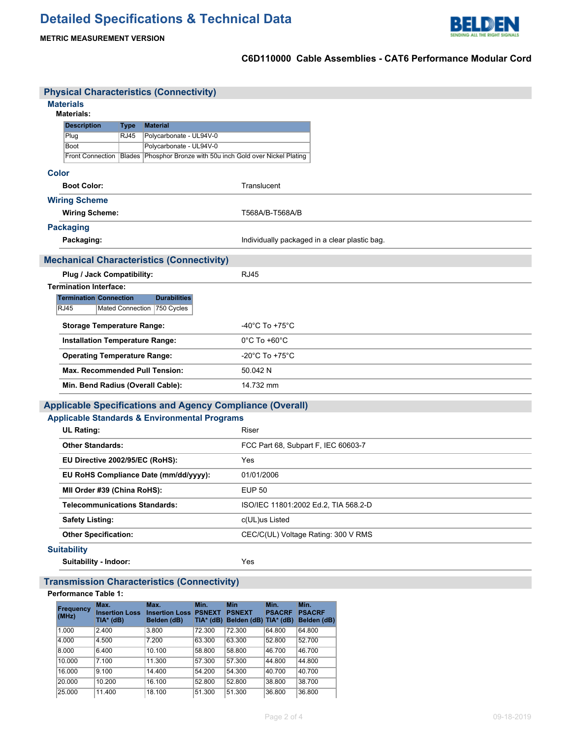# Detailed Specifications & Technical Data

**METRIC MEASUREMENT VERSION**

**C6D110000 Cable Assemblies - CAT6 Performance Modular Cord**

## Physical Characteristics (Connectivity)

### Materials

**Materials:**

| Description | Type | Material |
|---|---|---|
| Plug | RJ45 | Polycarbonate - UL94V-0 |
| Boot | | Polycarbonate - UL94V-0 |
| Front Connection | Blades | Phosphor Bronze with 50u inch Gold over Nickel Plating |

### Color

**Boot Color:** Translucent

### Wiring Scheme

**Wiring Scheme:** T568A/B-T568A/B

### Packaging

**Packaging:** Individually packaged in a clear plastic bag.

## Mechanical Characteristics (Connectivity)

**Plug / Jack Compatibility:** RJ45

**Termination Interface:**

| Termination | Connection | Durabilities |
|---|---|---|
| RJ45 | Mated Connection | 750 Cycles |

**Storage Temperature Range:** -40°C To +75°C

**Installation Temperature Range:** 0°C To +60°C

**Operating Temperature Range:** -20°C To +75°C

**Max. Recommended Pull Tension:** 50.042 N

**Min. Bend Radius (Overall Cable):** 14.732 mm

## Applicable Specifications and Agency Compliance (Overall)

### Applicable Standards & Environmental Programs

**UL Rating:** Riser

**Other Standards:** FCC Part 68, Subpart F, IEC 60603-7

**EU Directive 2002/95/EC (RoHS):** Yes

**EU RoHS Compliance Date (mm/dd/yyyy):** 01/01/2006

**MII Order #39 (China RoHS):** EUP 50

**Telecommunications Standards:** ISO/IEC 11801:2002 Ed.2, TIA 568.2-D

**Safety Listing:** c(UL)us Listed

**Other Specification:** CEC/C(UL) Voltage Rating: 300 V RMS

### Suitability

**Suitability - Indoor:** Yes

## Transmission Characteristics (Connectivity)

**Performance Table 1:**

| Frequency (MHz) | Max. Insertion Loss TIA* (dB) | Max. Insertion Loss Belden (dB) | Min. PSNEXT TIA* (dB) | Min PSNEXT Belden (dB) | Min. PSACRF TIA* (dB) | Min. PSACRF Belden (dB) |
|---|---|---|---|---|---|---|
| 1.000 | 2.400 | 3.800 | 72.300 | 72.300 | 64.800 | 64.800 |
| 4.000 | 4.500 | 7.200 | 63.300 | 63.300 | 52.800 | 52.700 |
| 8.000 | 6.400 | 10.100 | 58.800 | 58.800 | 46.700 | 46.700 |
| 10.000 | 7.100 | 11.300 | 57.300 | 57.300 | 44.800 | 44.800 |
| 16.000 | 9.100 | 14.400 | 54.200 | 54.300 | 40.700 | 40.700 |
| 20.000 | 10.200 | 16.100 | 52.800 | 52.800 | 38.800 | 38.700 |
| 25.000 | 11.400 | 18.100 | 51.300 | 51.300 | 36.800 | 36.800 |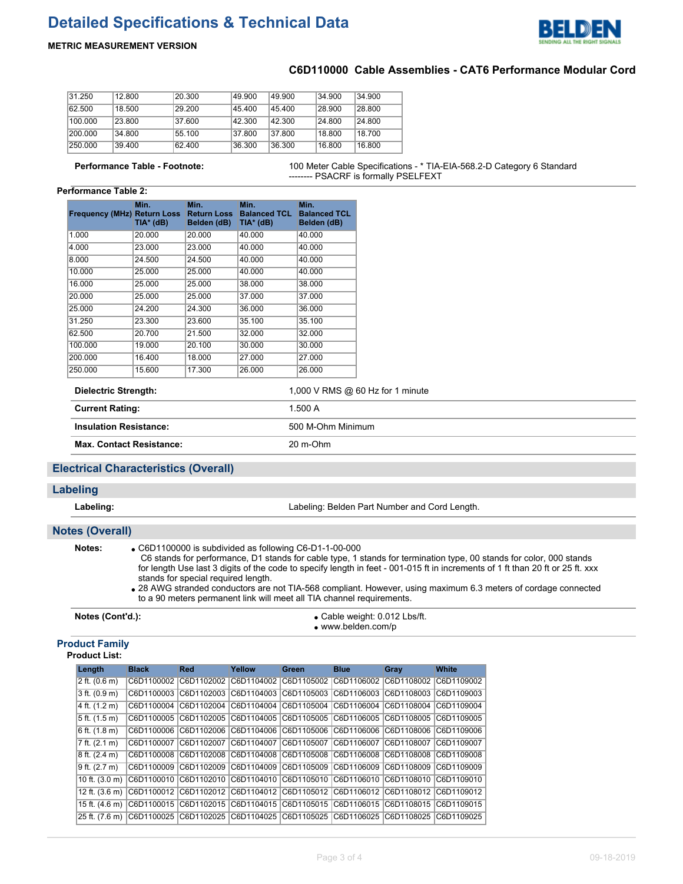| | | | | | | |
|---|---|---|---|---|---|---|
| 31.250 | 12.800 | 20.300 | 49.900 | 49.900 | 34.900 | 34.900 |
| 62.500 | 18.500 | 29.200 | 45.400 | 45.400 | 28.900 | 28.800 |
| 100.000 | 23.800 | 37.600 | 42.300 | 42.300 | 24.800 | 24.800 |
| 200.000 | 34.800 | 55.100 | 37.800 | 37.800 | 18.800 | 18.700 |
| 250.000 | 39.400 | 62.400 | 36.300 | 36.300 | 16.800 | 16.800 |

**Performance Table - Footnote:** 100 Meter Cable Specifications - * TIA-EIA-568.2-D Category 6 Standard -------- PSACRF is formally PSELFEXT

**Performance Table 2:**

| Frequency (MHz) | Min. Return Loss TIA* (dB) | Min. Return Loss Belden (dB) | Min. Balanced TCL TIA* (dB) | Min. Balanced TCL Belden (dB) |
|---|---|---|---|---|
| 1.000 | 20.000 | 20.000 | 40.000 | 40.000 |
| 4.000 | 23.000 | 23.000 | 40.000 | 40.000 |
| 8.000 | 24.500 | 24.500 | 40.000 | 40.000 |
| 10.000 | 25.000 | 25.000 | 40.000 | 40.000 |
| 16.000 | 25.000 | 25.000 | 38.000 | 38.000 |
| 20.000 | 25.000 | 25.000 | 37.000 | 37.000 |
| 25.000 | 24.200 | 24.300 | 36.000 | 36.000 |
| 31.250 | 23.300 | 23.600 | 35.100 | 35.100 |
| 62.500 | 20.700 | 21.500 | 32.000 | 32.000 |
| 100.000 | 19.000 | 20.100 | 30.000 | 30.000 |
| 200.000 | 16.400 | 18.000 | 27.000 | 27.000 |
| 250.000 | 15.600 | 17.300 | 26.000 | 26.000 |

| | |
|---|---|
| **Dielectric Strength:** | 1,000 V RMS @ 60 Hz for 1 minute |
| **Current Rating:** | 1.500 A |
| **Insulation Resistance:** | 500 M-Ohm Minimum |
| **Max. Contact Resistance:** | 20 m-Ohm |

## Electrical Characteristics (Overall)

## Labeling

**Labeling:** Labeling: Belden Part Number and Cord Length.

## Notes (Overall)

**Notes:**

- C6D1100000 is subdivided as following C6-D1-1-00-000
  C6 stands for performance, D1 stands for cable type, 1 stands for termination type, 00 stands for color, 000 stands for length Use last 3 digits of the code to specify length in feet - 001-015 ft in increments of 1 ft than 20 ft or 25 ft. xxx stands for special required length.
- 28 AWG stranded conductors are not TIA-568 compliant. However, using maximum 6.3 meters of cordage connected to a 90 meters permanent link will meet all TIA channel requirements.

**Notes (Cont'd.):**

- Cable weight: 0.012 Lbs/ft.
- www.belden.com/p

### Product Family

**Product List:**

| Length | Black | Red | Yellow | Green | Blue | Gray | White |
|---|---|---|---|---|---|---|---|
| 2 ft. (0.6 m) | C6D1100002 | C6D1102002 | C6D1104002 | C6D1105002 | C6D1106002 | C6D1108002 | C6D1109002 |
| 3 ft. (0.9 m) | C6D1100003 | C6D1102003 | C6D1104003 | C6D1105003 | C6D1106003 | C6D1108003 | C6D1109003 |
| 4 ft. (1.2 m) | C6D1100004 | C6D1102004 | C6D1104004 | C6D1105004 | C6D1106004 | C6D1108004 | C6D1109004 |
| 5 ft. (1.5 m) | C6D1100005 | C6D1102005 | C6D1104005 | C6D1105005 | C6D1106005 | C6D1108005 | C6D1109005 |
| 6 ft. (1.8 m) | C6D1100006 | C6D1102006 | C6D1104006 | C6D1105006 | C6D1106006 | C6D1108006 | C6D1109006 |
| 7 ft. (2.1 m) | C6D1100007 | C6D1102007 | C6D1104007 | C6D1105007 | C6D1106007 | C6D1108007 | C6D1109007 |
| 8 ft. (2.4 m) | C6D1100008 | C6D1102008 | C6D1104008 | C6D1105008 | C6D1106008 | C6D1108008 | C6D1109008 |
| 9 ft. (2.7 m) | C6D1100009 | C6D1102009 | C6D1104009 | C6D1105009 | C6D1106009 | C6D1108009 | C6D1109009 |
| 10 ft. (3.0 m) | C6D1100010 | C6D1102010 | C6D1104010 | C6D1105010 | C6D1106010 | C6D1108010 | C6D1109010 |
| 12 ft. (3.6 m) | C6D1100012 | C6D1102012 | C6D1104012 | C6D1105012 | C6D1106012 | C6D1108012 | C6D1109012 |
| 15 ft. (4.6 m) | C6D1100015 | C6D1102015 | C6D1104015 | C6D1105015 | C6D1106015 | C6D1108015 | C6D1109015 |
| 25 ft. (7.6 m) | C6D1100025 | C6D1102025 | C6D1104025 | C6D1105025 | C6D1106025 | C6D1108025 | C6D1109025 |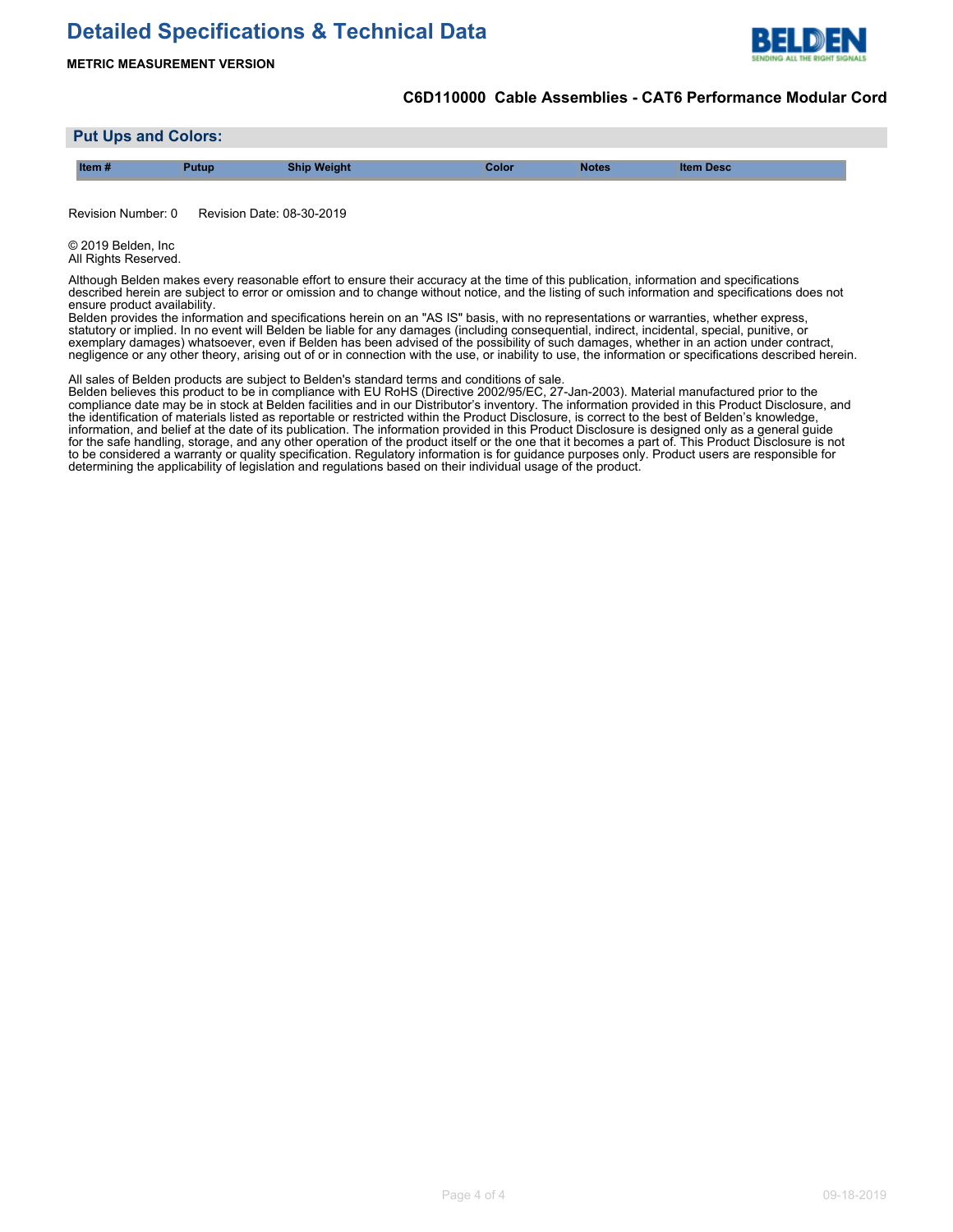## Put Ups and Colors:

| Item # | Putup | Ship Weight | Color | Notes | Item Desc |
|---|---|---|---|---|---|

Revision Number: 0     Revision Date: 08-30-2019

© 2019 Belden, Inc
All Rights Reserved.

Although Belden makes every reasonable effort to ensure their accuracy at the time of this publication, information and specifications described herein are subject to error or omission and to change without notice, and the listing of such information and specifications does not ensure product availability.
Belden provides the information and specifications herein on an "AS IS" basis, with no representations or warranties, whether express, statutory or implied. In no event will Belden be liable for any damages (including consequential, indirect, incidental, special, punitive, or exemplary damages) whatsoever, even if Belden has been advised of the possibility of such damages, whether in an action under contract, negligence or any other theory, arising out of or in connection with the use, or inability to use, the information or specifications described herein.

All sales of Belden products are subject to Belden's standard terms and conditions of sale.
Belden believes this product to be in compliance with EU RoHS (Directive 2002/95/EC, 27-Jan-2003). Material manufactured prior to the compliance date may be in stock at Belden facilities and in our Distributor's inventory. The information provided in this Product Disclosure, and the identification of materials listed as reportable or restricted within the Product Disclosure, is correct to the best of Belden's knowledge, information, and belief at the date of its publication. The information provided in this Product Disclosure is designed only as a general guide for the safe handling, storage, and any other operation of the product itself or the one that it becomes a part of. This Product Disclosure is not to be considered a warranty or quality specification. Regulatory information is for guidance purposes only. Product users are responsible for determining the applicability of legislation and regulations based on their individual usage of the product.